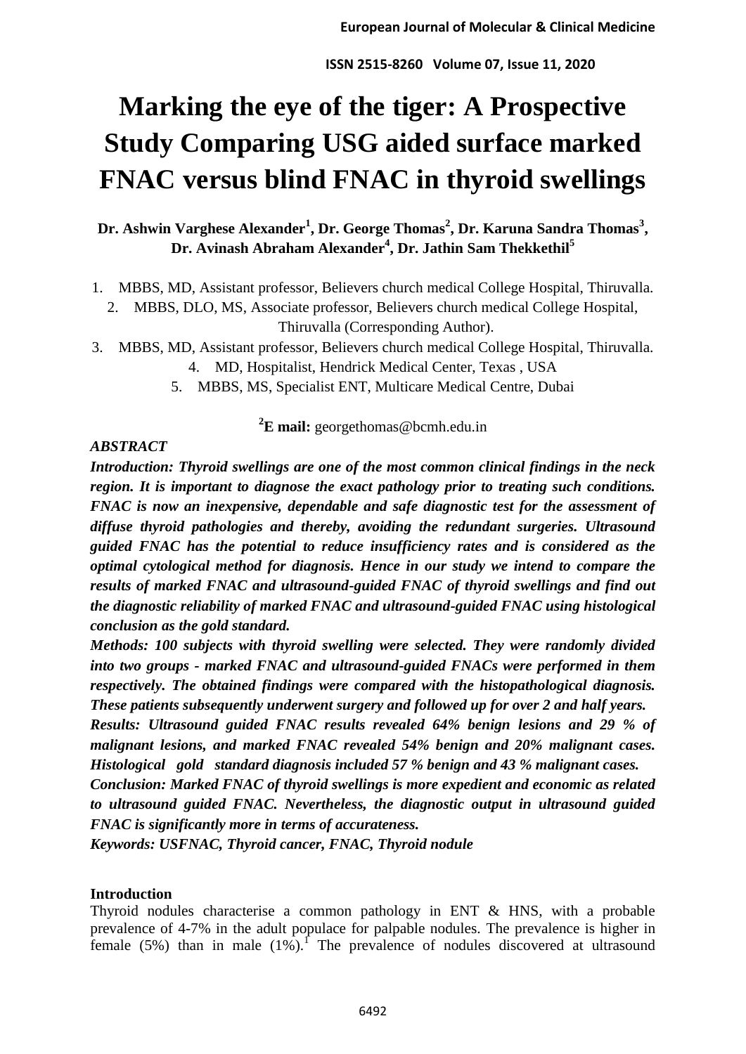# Marking the eye of the tiger: A Prospective Study Comparing USG aided surface marked FNAC versus blind FNAC in thyroid swellings

**Dr. Ashwin Varghese Alexander[1], Dr. George Thomas[2], Dr. Karuna Sandra Thomas[3], Dr. Avinash Abraham Alexander[4], Dr. Jathin Sam Thekkethil[5]**

1. MBBS, MD, Assistant professor, Believers church medical College Hospital, Thiruvalla.
2. MBBS, DLO, MS, Associate professor, Believers church medical College Hospital, Thiruvalla (Corresponding Author).
3. MBBS, MD, Assistant professor, Believers church medical College Hospital, Thiruvalla.
4. MD, Hospitalist, Hendrick Medical Center, Texas , USA
5. MBBS, MS, Specialist ENT, Multicare Medical Centre, Dubai

[2]**E mail:** georgethomas@bcmh.edu.in

***ABSTRACT***

***Introduction: Thyroid swellings are one of the most common clinical findings in the neck region. It is important to diagnose the exact pathology prior to treating such conditions. FNAC is now an inexpensive, dependable and safe diagnostic test for the assessment of diffuse thyroid pathologies and thereby, avoiding the redundant surgeries. Ultrasound guided FNAC has the potential to reduce insufficiency rates and is considered as the optimal cytological method for diagnosis. Hence in our study we intend to compare the results of marked FNAC and ultrasound-guided FNAC of thyroid swellings and find out the diagnostic reliability of marked FNAC and ultrasound-guided FNAC using histological conclusion as the gold standard.***

***Methods: 100 subjects with thyroid swelling were selected. They were randomly divided into two groups - marked FNAC and ultrasound-guided FNACs were performed in them respectively. The obtained findings were compared with the histopathological diagnosis. These patients subsequently underwent surgery and followed up for over 2 and half years.***

***Results: Ultrasound guided FNAC results revealed 64% benign lesions and 29 % of malignant lesions, and marked FNAC revealed 54% benign and 20% malignant cases. Histological gold standard diagnosis included 57 % benign and 43 % malignant cases.***

***Conclusion: Marked FNAC of thyroid swellings is more expedient and economic as related to ultrasound guided FNAC. Nevertheless, the diagnostic output in ultrasound guided FNAC is significantly more in terms of accurateness.***

***Keywords: USFNAC, Thyroid cancer, FNAC, Thyroid nodule***

## Introduction

Thyroid nodules characterise a common pathology in ENT & HNS, with a probable prevalence of 4-7% in the adult populace for palpable nodules. The prevalence is higher in female (5%) than in male (1%).[1] The prevalence of nodules discovered at ultrasound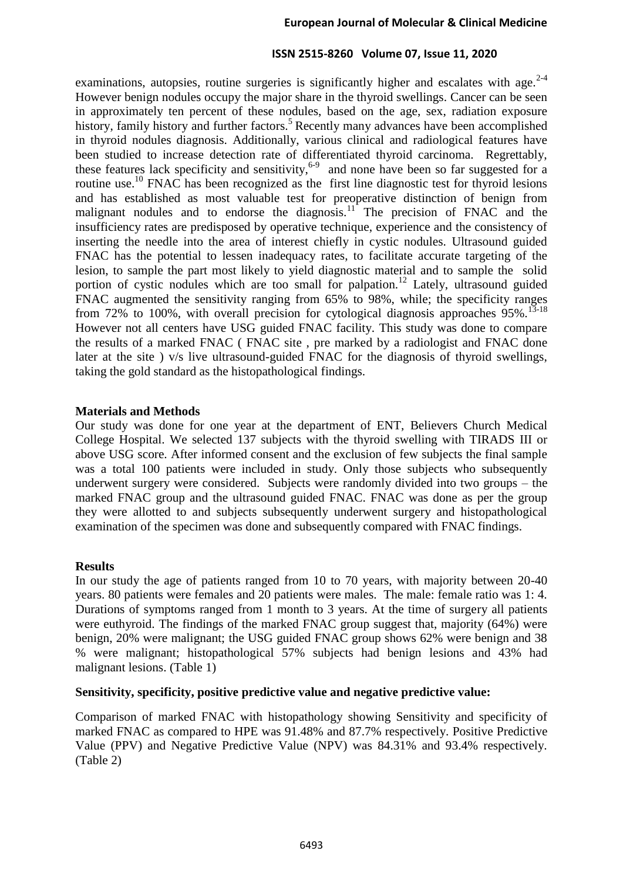examinations, autopsies, routine surgeries is significantly higher and escalates with age.[2-4] However benign nodules occupy the major share in the thyroid swellings. Cancer can be seen in approximately ten percent of these nodules, based on the age, sex, radiation exposure history, family history and further factors.[5] Recently many advances have been accomplished in thyroid nodules diagnosis. Additionally, various clinical and radiological features have been studied to increase detection rate of differentiated thyroid carcinoma. Regrettably, these features lack specificity and sensitivity,[6-9] and none have been so far suggested for a routine use.[10] FNAC has been recognized as the first line diagnostic test for thyroid lesions and has established as most valuable test for preoperative distinction of benign from malignant nodules and to endorse the diagnosis.[11] The precision of FNAC and the insufficiency rates are predisposed by operative technique, experience and the consistency of inserting the needle into the area of interest chiefly in cystic nodules. Ultrasound guided FNAC has the potential to lessen inadequacy rates, to facilitate accurate targeting of the lesion, to sample the part most likely to yield diagnostic material and to sample the solid portion of cystic nodules which are too small for palpation.[12] Lately, ultrasound guided FNAC augmented the sensitivity ranging from 65% to 98%, while; the specificity ranges from 72% to 100%, with overall precision for cytological diagnosis approaches 95%.[13-18] However not all centers have USG guided FNAC facility. This study was done to compare the results of a marked FNAC ( FNAC site , pre marked by a radiologist and FNAC done later at the site ) v/s live ultrasound-guided FNAC for the diagnosis of thyroid swellings, taking the gold standard as the histopathological findings.

## Materials and Methods

Our study was done for one year at the department of ENT, Believers Church Medical College Hospital. We selected 137 subjects with the thyroid swelling with TIRADS III or above USG score. After informed consent and the exclusion of few subjects the final sample was a total 100 patients were included in study. Only those subjects who subsequently underwent surgery were considered. Subjects were randomly divided into two groups – the marked FNAC group and the ultrasound guided FNAC. FNAC was done as per the group they were allotted to and subjects subsequently underwent surgery and histopathological examination of the specimen was done and subsequently compared with FNAC findings.

## Results

In our study the age of patients ranged from 10 to 70 years, with majority between 20-40 years. 80 patients were females and 20 patients were males. The male: female ratio was 1: 4. Durations of symptoms ranged from 1 month to 3 years. At the time of surgery all patients were euthyroid. The findings of the marked FNAC group suggest that, majority (64%) were benign, 20% were malignant; the USG guided FNAC group shows 62% were benign and 38 % were malignant; histopathological 57% subjects had benign lesions and 43% had malignant lesions. (Table 1)

### Sensitivity, specificity, positive predictive value and negative predictive value:

Comparison of marked FNAC with histopathology showing Sensitivity and specificity of marked FNAC as compared to HPE was 91.48% and 87.7% respectively. Positive Predictive Value (PPV) and Negative Predictive Value (NPV) was 84.31% and 93.4% respectively. (Table 2)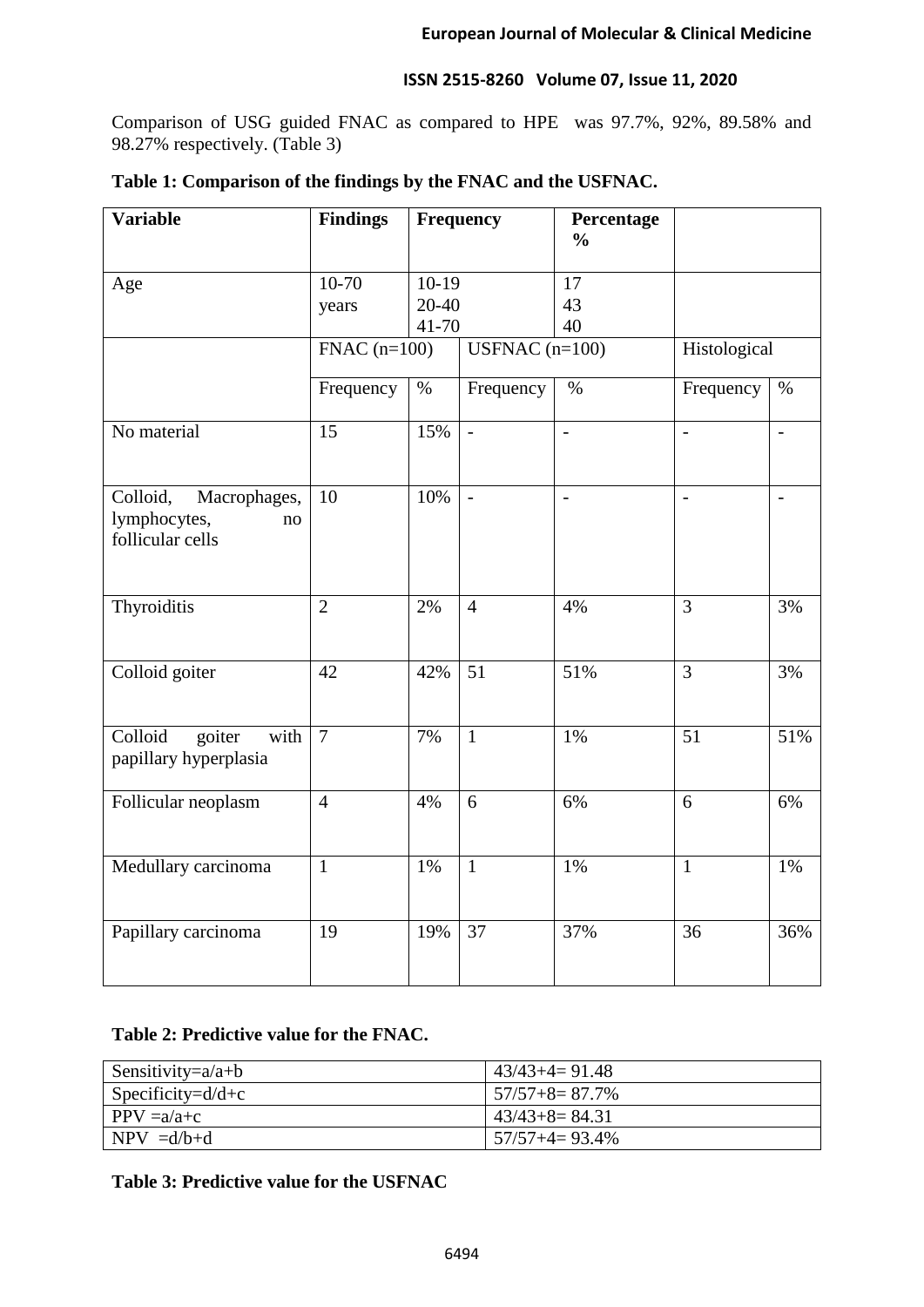Comparison of USG guided FNAC as compared to HPE was 97.7%, 92%, 89.58% and 98.27% respectively. (Table 3)

**Table 1: Comparison of the findings by the FNAC and the USFNAC.**

| **Variable** | **Findings** | **Frequency** | | **Percentage %** | | | |
|---|---|---|---|---|---|---|---|
| Age | 10-70 years | 10-19<br>20-40<br>41-70 | | 17<br>43<br>40 | | | |
| | FNAC (n=100) | | USFNAC (n=100) | | Histological | | |
| | Frequency | % | Frequency | % | Frequency | % | |
| No material | 15 | 15% | - | - | - | - | |
| Colloid, Macrophages, lymphocytes, no follicular cells | 10 | 10% | - | - | - | - | |
| Thyroiditis | 2 | 2% | 4 | 4% | 3 | 3% | |
| Colloid goiter | 42 | 42% | 51 | 51% | 3 | 3% | |
| Colloid goiter with papillary hyperplasia | 7 | 7% | 1 | 1% | 51 | 51% | |
| Follicular neoplasm | 4 | 4% | 6 | 6% | 6 | 6% | |
| Medullary carcinoma | 1 | 1% | 1 | 1% | 1 | 1% | |
| Papillary carcinoma | 19 | 19% | 37 | 37% | 36 | 36% | |

**Table 2: Predictive value for the FNAC.**

| | |
|---|---|
| Sensitivity=a/a+b | 43/43+4= 91.48 |
| Specificity=d/d+c | 57/57+8= 87.7% |
| PPV =a/a+c | 43/43+8= 84.31 |
| NPV =d/b+d | 57/57+4= 93.4% |

**Table 3: Predictive value for the USFNAC**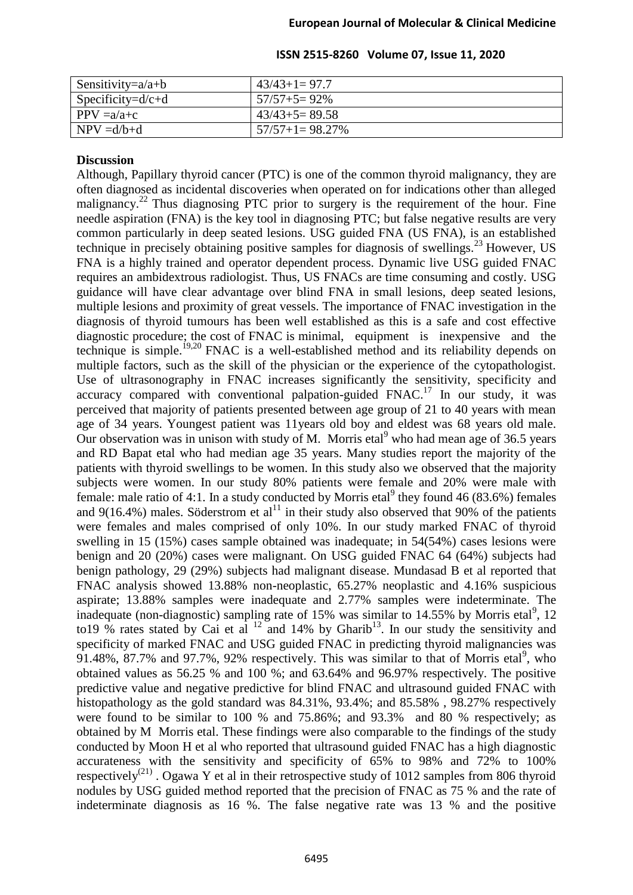| Sensitivity=a/a+b | 43/43+1= 97.7 |
|---|---|
| Specificity=d/c+d | 57/57+5= 92% |
| PPV =a/a+c | 43/43+5= 89.58 |
| NPV =d/b+d | 57/57+1= 98.27% |

**Discussion**

Although, Papillary thyroid cancer (PTC) is one of the common thyroid malignancy, they are often diagnosed as incidental discoveries when operated on for indications other than alleged malignancy.[22] Thus diagnosing PTC prior to surgery is the requirement of the hour. Fine needle aspiration (FNA) is the key tool in diagnosing PTC; but false negative results are very common particularly in deep seated lesions. USG guided FNA (US FNA), is an established technique in precisely obtaining positive samples for diagnosis of swellings.[23] However, US FNA is a highly trained and operator dependent process. Dynamic live USG guided FNAC requires an ambidextrous radiologist. Thus, US FNACs are time consuming and costly. USG guidance will have clear advantage over blind FNA in small lesions, deep seated lesions, multiple lesions and proximity of great vessels. The importance of FNAC investigation in the diagnosis of thyroid tumours has been well established as this is a safe and cost effective diagnostic procedure; the cost of FNAC is minimal, equipment is inexpensive and the technique is simple.[19,20] FNAC is a well-established method and its reliability depends on multiple factors, such as the skill of the physician or the experience of the cytopathologist. Use of ultrasonography in FNAC increases significantly the sensitivity, specificity and accuracy compared with conventional palpation-guided FNAC.[17] In our study, it was perceived that majority of patients presented between age group of 21 to 40 years with mean age of 34 years. Youngest patient was 11years old boy and eldest was 68 years old male. Our observation was in unison with study of M. Morris etal[9] who had mean age of 36.5 years and RD Bapat etal who had median age 35 years. Many studies report the majority of the patients with thyroid swellings to be women. In this study also we observed that the majority subjects were women. In our study 80% patients were female and 20% were male with female: male ratio of 4:1. In a study conducted by Morris etal[9] they found 46 (83.6%) females and 9(16.4%) males. Söderstrom et al[11] in their study also observed that 90% of the patients were females and males comprised of only 10%. In our study marked FNAC of thyroid swelling in 15 (15%) cases sample obtained was inadequate; in 54(54%) cases lesions were benign and 20 (20%) cases were malignant. On USG guided FNAC 64 (64%) subjects had benign pathology, 29 (29%) subjects had malignant disease. Mundasad B et al reported that FNAC analysis showed 13.88% non-neoplastic, 65.27% neoplastic and 4.16% suspicious aspirate; 13.88% samples were inadequate and 2.77% samples were indeterminate. The inadequate (non-diagnostic) sampling rate of 15% was similar to 14.55% by Morris etal[9], 12 to19 % rates stated by Cai et al [12] and 14% by Gharib[13]. In our study the sensitivity and specificity of marked FNAC and USG guided FNAC in predicting thyroid malignancies was 91.48%, 87.7% and 97.7%, 92% respectively. This was similar to that of Morris etal[9], who obtained values as 56.25 % and 100 %; and 63.64% and 96.97% respectively. The positive predictive value and negative predictive for blind FNAC and ultrasound guided FNAC with histopathology as the gold standard was 84.31%, 93.4%; and 85.58% , 98.27% respectively were found to be similar to 100 % and 75.86%; and 93.3% and 80 % respectively; as obtained by M Morris etal. These findings were also comparable to the findings of the study conducted by Moon H et al who reported that ultrasound guided FNAC has a high diagnostic accurateness with the sensitivity and specificity of 65% to 98% and 72% to 100% respectively[21] . Ogawa Y et al in their retrospective study of 1012 samples from 806 thyroid nodules by USG guided method reported that the precision of FNAC as 75 % and the rate of indeterminate diagnosis as 16 %. The false negative rate was 13 % and the positive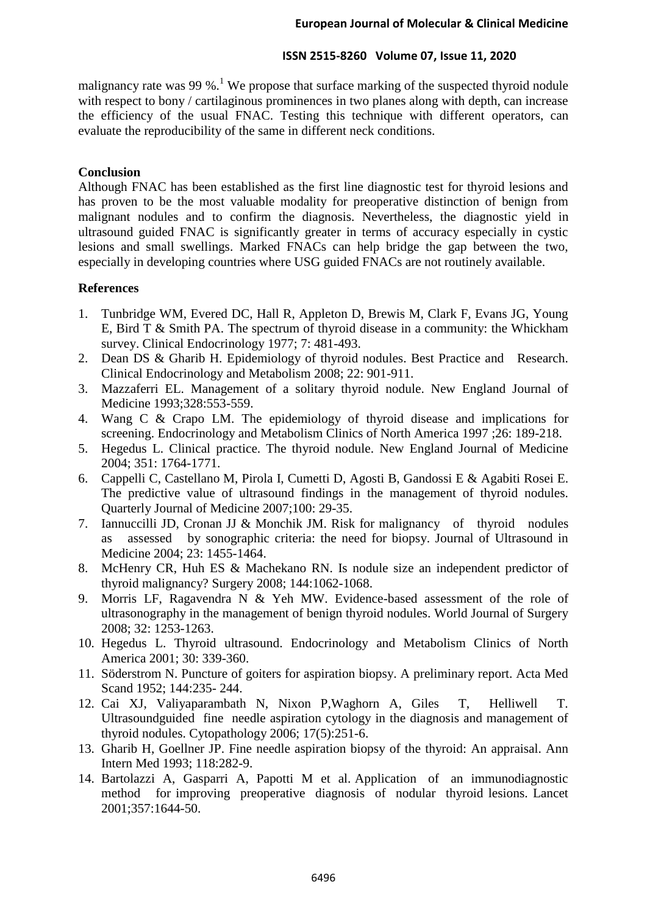malignancy rate was 99 %.[1] We propose that surface marking of the suspected thyroid nodule with respect to bony / cartilaginous prominences in two planes along with depth, can increase the efficiency of the usual FNAC. Testing this technique with different operators, can evaluate the reproducibility of the same in different neck conditions.

## Conclusion

Although FNAC has been established as the first line diagnostic test for thyroid lesions and has proven to be the most valuable modality for preoperative distinction of benign from malignant nodules and to confirm the diagnosis. Nevertheless, the diagnostic yield in ultrasound guided FNAC is significantly greater in terms of accuracy especially in cystic lesions and small swellings. Marked FNACs can help bridge the gap between the two, especially in developing countries where USG guided FNACs are not routinely available.

## References

1. Tunbridge WM, Evered DC, Hall R, Appleton D, Brewis M, Clark F, Evans JG, Young E, Bird T & Smith PA. The spectrum of thyroid disease in a community: the Whickham survey. Clinical Endocrinology 1977; 7: 481-493.
2. Dean DS & Gharib H. Epidemiology of thyroid nodules. Best Practice and Research. Clinical Endocrinology and Metabolism 2008; 22: 901-911.
3. Mazzaferri EL. Management of a solitary thyroid nodule. New England Journal of Medicine 1993;328:553-559.
4. Wang C & Crapo LM. The epidemiology of thyroid disease and implications for screening. Endocrinology and Metabolism Clinics of North America 1997 ;26: 189-218.
5. Hegedus L. Clinical practice. The thyroid nodule. New England Journal of Medicine 2004; 351: 1764-1771.
6. Cappelli C, Castellano M, Pirola I, Cumetti D, Agosti B, Gandossi E & Agabiti Rosei E. The predictive value of ultrasound findings in the management of thyroid nodules. Quarterly Journal of Medicine 2007;100: 29-35.
7. Iannuccilli JD, Cronan JJ & Monchik JM. Risk for malignancy of thyroid nodules as assessed by sonographic criteria: the need for biopsy. Journal of Ultrasound in Medicine 2004; 23: 1455-1464.
8. McHenry CR, Huh ES & Machekano RN. Is nodule size an independent predictor of thyroid malignancy? Surgery 2008; 144:1062-1068.
9. Morris LF, Ragavendra N & Yeh MW. Evidence-based assessment of the role of ultrasonography in the management of benign thyroid nodules. World Journal of Surgery 2008; 32: 1253-1263.
10. Hegedus L. Thyroid ultrasound. Endocrinology and Metabolism Clinics of North America 2001; 30: 339-360.
11. Söderstrom N. Puncture of goiters for aspiration biopsy. A preliminary report. Acta Med Scand 1952; 144:235- 244.
12. Cai XJ, Valiyaparambath N, Nixon P,Waghorn A, Giles T, Helliwell T. Ultrasoundguided fine needle aspiration cytology in the diagnosis and management of thyroid nodules. Cytopathology 2006; 17(5):251-6.
13. Gharib H, Goellner JP. Fine needle aspiration biopsy of the thyroid: An appraisal. Ann Intern Med 1993; 118:282-9.
14. Bartolazzi A, Gasparri A, Papotti M et al. Application of an immunodiagnostic method for improving preoperative diagnosis of nodular thyroid lesions. Lancet 2001;357:1644-50.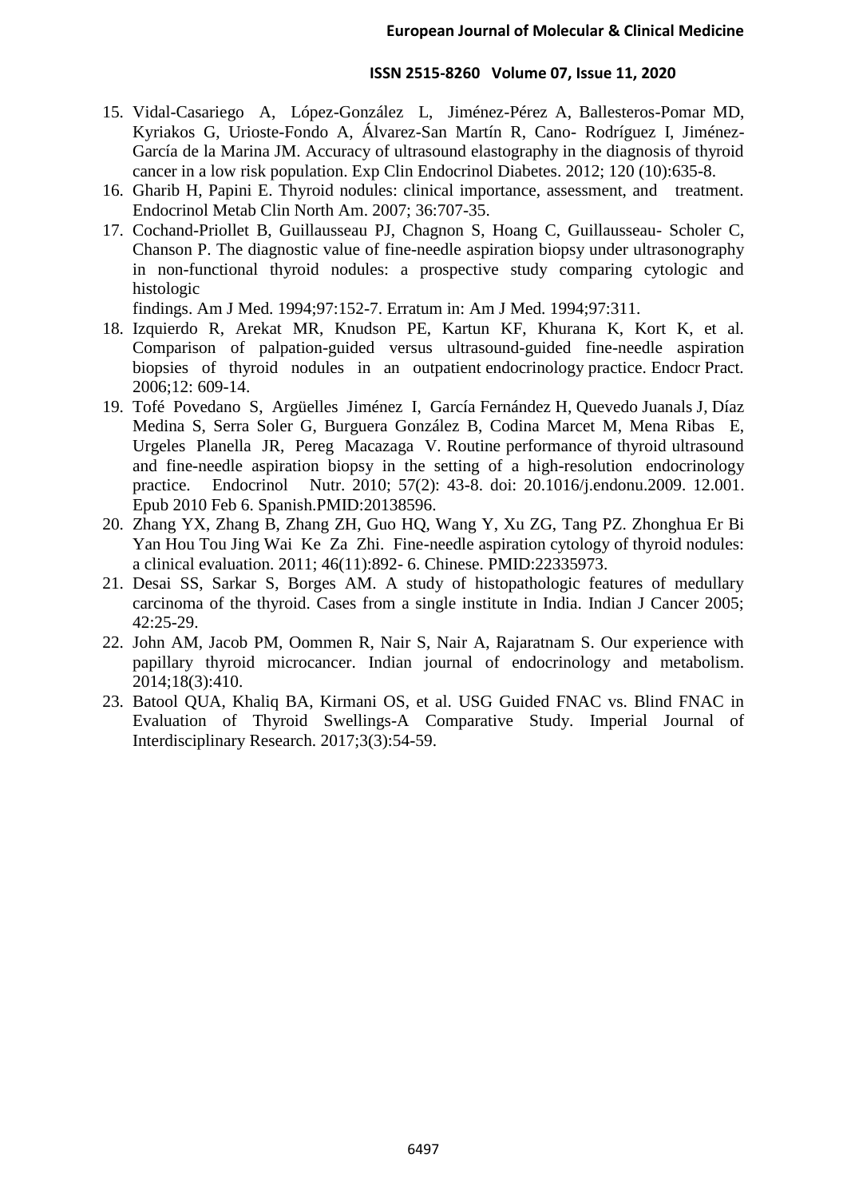15. Vidal-Casariego A, López-González L, Jiménez-Pérez A, Ballesteros-Pomar MD, Kyriakos G, Urioste-Fondo A, Álvarez-San Martín R, Cano- Rodríguez I, Jiménez-García de la Marina JM. Accuracy of ultrasound elastography in the diagnosis of thyroid cancer in a low risk population. Exp Clin Endocrinol Diabetes. 2012; 120 (10):635-8.
16. Gharib H, Papini E. Thyroid nodules: clinical importance, assessment, and treatment. Endocrinol Metab Clin North Am. 2007; 36:707-35.
17. Cochand-Priollet B, Guillausseau PJ, Chagnon S, Hoang C, Guillausseau- Scholer C, Chanson P. The diagnostic value of fine-needle aspiration biopsy under ultrasonography in non-functional thyroid nodules: a prospective study comparing cytologic and histologic findings. Am J Med. 1994;97:152-7. Erratum in: Am J Med. 1994;97:311.
18. Izquierdo R, Arekat MR, Knudson PE, Kartun KF, Khurana K, Kort K, et al. Comparison of palpation-guided versus ultrasound-guided fine-needle aspiration biopsies of thyroid nodules in an outpatient endocrinology practice. Endocr Pract. 2006;12: 609-14.
19. Tofé Povedano S, Argüelles Jiménez I, García Fernández H, Quevedo Juanals J, Díaz Medina S, Serra Soler G, Burguera González B, Codina Marcet M, Mena Ribas E, Urgeles Planella JR, Pereg Macazaga V. Routine performance of thyroid ultrasound and fine-needle aspiration biopsy in the setting of a high-resolution endocrinology practice. Endocrinol Nutr. 2010; 57(2): 43-8. doi: 20.1016/j.endonu.2009. 12.001. Epub 2010 Feb 6. Spanish.PMID:20138596.
20. Zhang YX, Zhang B, Zhang ZH, Guo HQ, Wang Y, Xu ZG, Tang PZ. Zhonghua Er Bi Yan Hou Tou Jing Wai Ke Za Zhi. Fine-needle aspiration cytology of thyroid nodules: a clinical evaluation. 2011; 46(11):892- 6. Chinese. PMID:22335973.
21. Desai SS, Sarkar S, Borges AM. A study of histopathologic features of medullary carcinoma of the thyroid. Cases from a single institute in India. Indian J Cancer 2005; 42:25-29.
22. John AM, Jacob PM, Oommen R, Nair S, Nair A, Rajaratnam S. Our experience with papillary thyroid microcancer. Indian journal of endocrinology and metabolism. 2014;18(3):410.
23. Batool QUA, Khaliq BA, Kirmani OS, et al. USG Guided FNAC vs. Blind FNAC in Evaluation of Thyroid Swellings-A Comparative Study. Imperial Journal of Interdisciplinary Research. 2017;3(3):54-59.